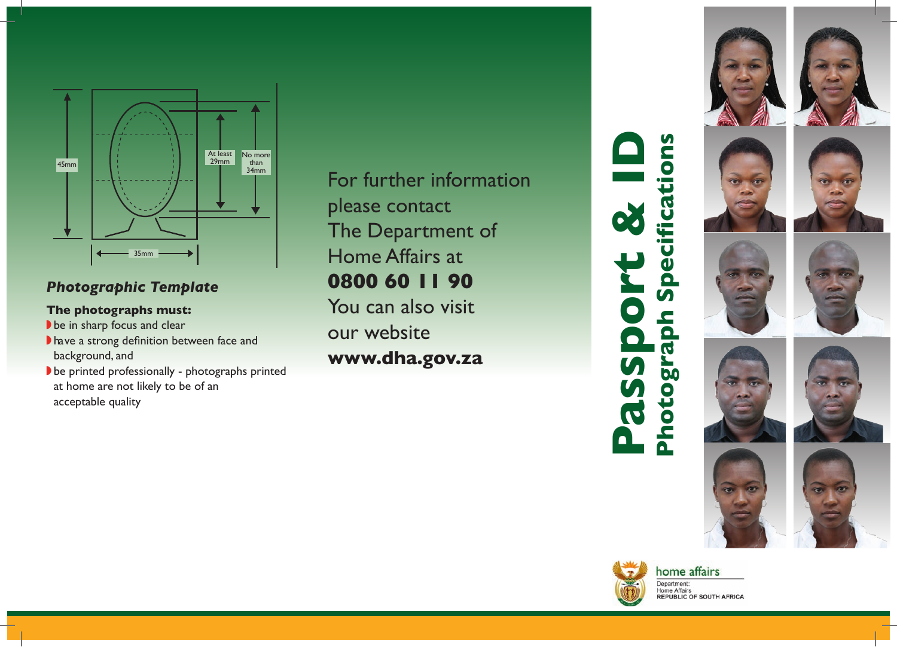45mm

At least 29mm

No more than 34mm

35mm

### *Photographic Template*

**The photographs must:**

- be in sharp focus and clear
- have a strong definition between face and background, and
- be printed professionally - photographs printed at home are not likely to be of an acceptable quality

For further information please contact The Department of Home Affairs at

**0800 60 11 90**

You can also visit our website

**www.dha.gov.za**

# Passport & ID

## Photograph Specifications

home affairs

Department:
Home Affairs
REPUBLIC OF SOUTH AFRICA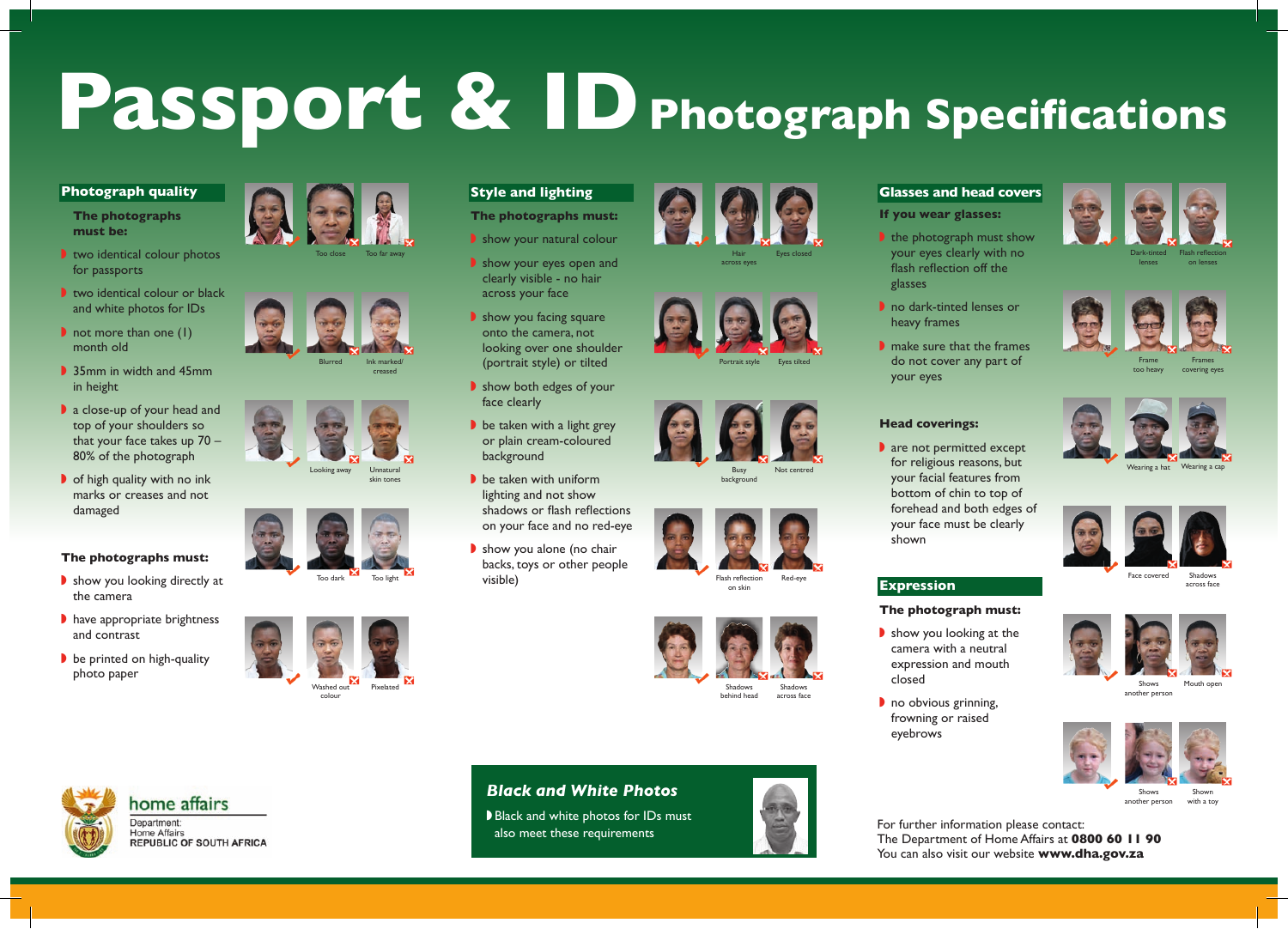# Passport & ID Photograph Specifications

## Photograph quality

**The photographs must be:**

- two identical colour photos for passports
- two identical colour or black and white photos for IDs
- not more than one (1) month old
- 35mm in width and 45mm in height
- a close-up of your head and top of your shoulders so that your face takes up 70 – 80% of the photograph
- of high quality with no ink marks or creases and not damaged

**The photographs must:**

- show you looking directly at the camera
- have appropriate brightness and contrast
- be printed on high-quality photo paper

Too close
Too far away
Blurred
Ink marked/ creased
Looking away
Unnatural skin tones
Too dark
Too light
Washed out colour
Pixelated

## Style and lighting

**The photographs must:**

- show your natural colour
- show your eyes open and clearly visible - no hair across your face
- show you facing square onto the camera, not looking over one shoulder (portrait style) or tilted
- show both edges of your face clearly
- be taken with a light grey or plain cream-coloured background
- be taken with uniform lighting and not show shadows or flash reflections on your face and no red-eye
- show you alone (no chair backs, toys or other people visible)

Hair across eyes
Eyes closed
Portrait style
Eyes tilted
Busy background
Not centred
Flash reflection on skin
Red-eye
Shadows behind head
Shadows across face

## Glasses and head covers

**If you wear glasses:**

- the photograph must show your eyes clearly with no flash reflection off the glasses
- no dark-tinted lenses or heavy frames
- make sure that the frames do not cover any part of your eyes

Dark-tinted lenses
Flash reflection on lenses
Frame too heavy
Frames covering eyes

**Head coverings:**

- are not permitted except for religious reasons, but your facial features from bottom of chin to top of forehead and both edges of your face must be clearly shown

Wearing a hat
Wearing a cap
Face covered
Shadows across face

## Expression

**The photograph must:**

- show you looking at the camera with a neutral expression and mouth closed
- no obvious grinning, frowning or raised eyebrows

Shows another person
Mouth open
Shows another person
Shown with a toy

## *Black and White Photos*

- Black and white photos for IDs must also meet these requirements

home affairs
Department:
Home Affairs
REPUBLIC OF SOUTH AFRICA

For further information please contact:
The Department of Home Affairs at **0800 60 11 90**
You can also visit our website **www.dha.gov.za**